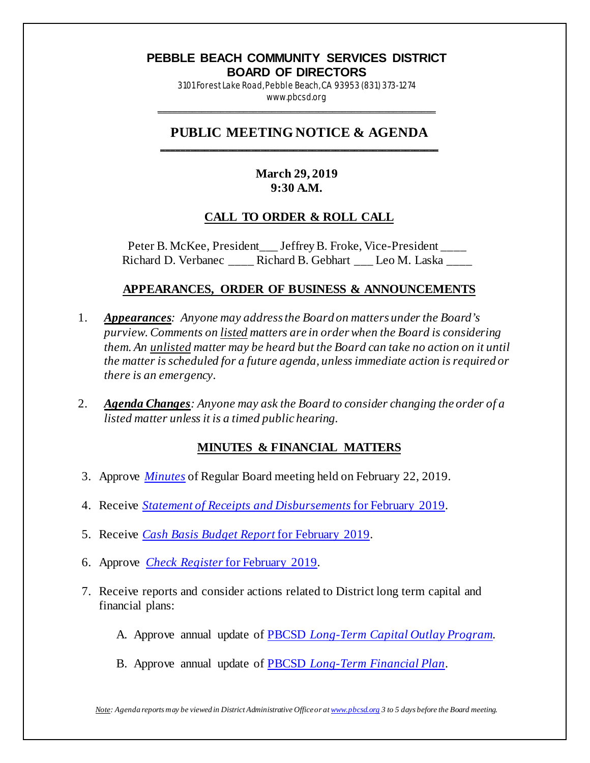# PEBBLE BEACH COMMUNITY SERVICES DISTRICT
# BOARD OF DIRECTORS

3101 Forest Lake Road, Pebble Beach, CA 93953 (831) 373-1274
www.pbcsd.org

## PUBLIC MEETING NOTICE & AGENDA

**March 29, 2019**
**9:30 A.M.**

### CALL TO ORDER & ROLL CALL

Peter B. McKee, President___ Jeffrey B. Froke, Vice-President ____
Richard D. Verbanec ____ Richard B. Gebhart ___ Leo M. Laska ____

### APPEARANCES, ORDER OF BUSINESS & ANNOUNCEMENTS

1. ***Appearances**: Anyone may address the Board on matters under the Board's purview. Comments on listed matters are in order when the Board is considering them. An unlisted matter may be heard but the Board can take no action on it until the matter is scheduled for a future agenda, unless immediate action is required or there is an emergency.*

2. ***Agenda Changes**: Anyone may ask the Board to consider changing the order of a listed matter unless it is a timed public hearing.*

### MINUTES & FINANCIAL MATTERS

3. Approve *Minutes* of Regular Board meeting held on February 22, 2019.

4. Receive *Statement of Receipts and Disbursements* for February 2019.

5. Receive *Cash Basis Budget Report* for February 2019.

6. Approve *Check Register* for February 2019.

7. Receive reports and consider actions related to District long term capital and financial plans:

   A. Approve annual update of PBCSD *Long-Term Capital Outlay Program*.

   B. Approve annual update of PBCSD *Long-Term Financial Plan*.

*Note: Agenda reports may be viewed in District Administrative Office or at www.pbcsd.org 3 to 5 days before the Board meeting.*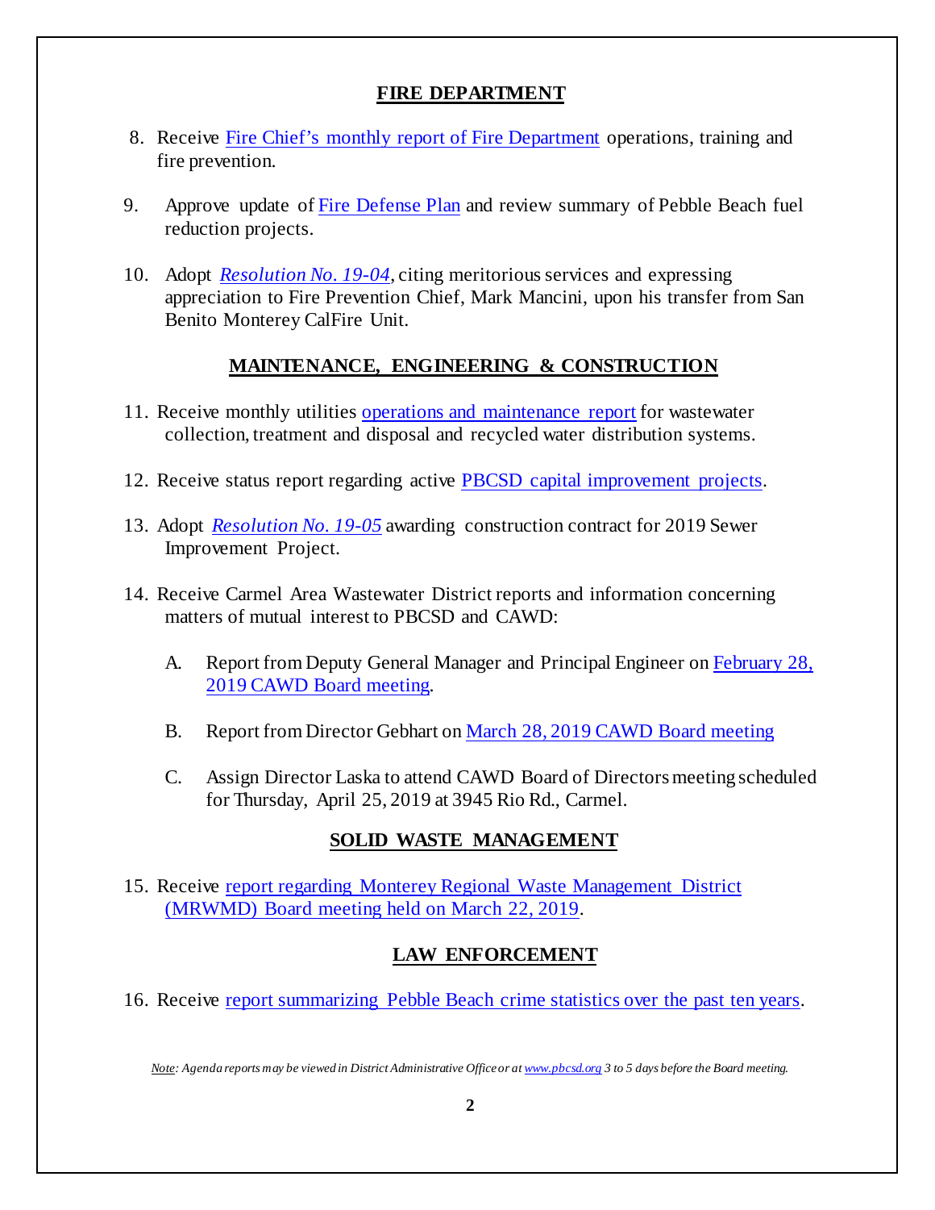## FIRE DEPARTMENT

8. Receive Fire Chief's monthly report of Fire Department operations, training and fire prevention.

9. Approve update of Fire Defense Plan and review summary of Pebble Beach fuel reduction projects.

10. Adopt *Resolution No. 19-04*, citing meritorious services and expressing appreciation to Fire Prevention Chief, Mark Mancini, upon his transfer from San Benito Monterey CalFire Unit.

## MAINTENANCE, ENGINEERING & CONSTRUCTION

11. Receive monthly utilities operations and maintenance report for wastewater collection, treatment and disposal and recycled water distribution systems.

12. Receive status report regarding active PBCSD capital improvement projects.

13. Adopt *Resolution No. 19-05* awarding construction contract for 2019 Sewer Improvement Project.

14. Receive Carmel Area Wastewater District reports and information concerning matters of mutual interest to PBCSD and CAWD:

    A. Report from Deputy General Manager and Principal Engineer on February 28, 2019 CAWD Board meeting.

    B. Report from Director Gebhart on March 28, 2019 CAWD Board meeting

    C. Assign Director Laska to attend CAWD Board of Directors meeting scheduled for Thursday, April 25, 2019 at 3945 Rio Rd., Carmel.

## SOLID WASTE MANAGEMENT

15. Receive report regarding Monterey Regional Waste Management District (MRWMD) Board meeting held on March 22, 2019.

## LAW ENFORCEMENT

16. Receive report summarizing Pebble Beach crime statistics over the past ten years.

*Note: Agenda reports may be viewed in District Administrative Office or at www.pbcsd.org 3 to 5 days before the Board meeting.*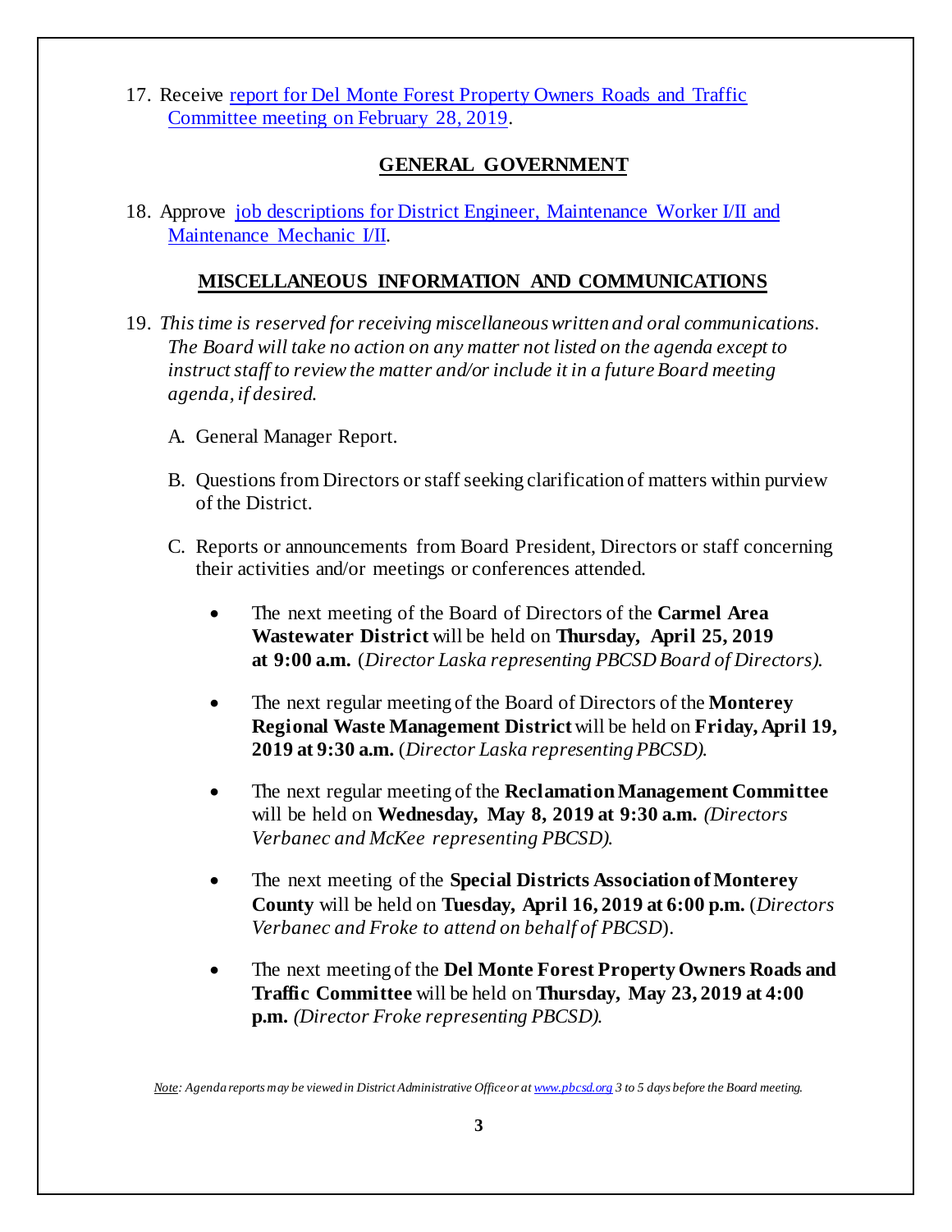17. Receive [report for Del Monte Forest Property Owners Roads and Traffic Committee meeting on February 28, 2019](#).

## GENERAL GOVERNMENT

18. Approve [job descriptions for District Engineer, Maintenance Worker I/II and Maintenance Mechanic I/II](#).

## MISCELLANEOUS INFORMATION AND COMMUNICATIONS

19. *This time is reserved for receiving miscellaneous written and oral communications. The Board will take no action on any matter not listed on the agenda except to instruct staff to review the matter and/or include it in a future Board meeting agenda, if desired.*

    A. General Manager Report.

    B. Questions from Directors or staff seeking clarification of matters within purview of the District.

    C. Reports or announcements from Board President, Directors or staff concerning their activities and/or meetings or conferences attended.

    - The next meeting of the Board of Directors of the **Carmel Area Wastewater District** will be held on **Thursday, April 25, 2019 at 9:00 a.m.** (*Director Laska representing PBCSD Board of Directors).*

    - The next regular meeting of the Board of Directors of the **Monterey Regional Waste Management District** will be held on **Friday, April 19, 2019 at 9:30 a.m.** (*Director Laska representing PBCSD).*

    - The next regular meeting of the **Reclamation Management Committee** will be held on **Wednesday, May 8, 2019 at 9:30 a.m.** *(Directors Verbanec and McKee representing PBCSD).*

    - The next meeting of the **Special Districts Association of Monterey County** will be held on **Tuesday, April 16, 2019 at 6:00 p.m.** (*Directors Verbanec and Froke to attend on behalf of PBCSD*).

    - The next meeting of the **Del Monte Forest Property Owners Roads and Traffic Committee** will be held on **Thursday, May 23, 2019 at 4:00 p.m.** *(Director Froke representing PBCSD).*

*Note: Agenda reports may be viewed in District Administrative Office or at [www.pbcsd.org](http://www.pbcsd.org) 3 to 5 days before the Board meeting.*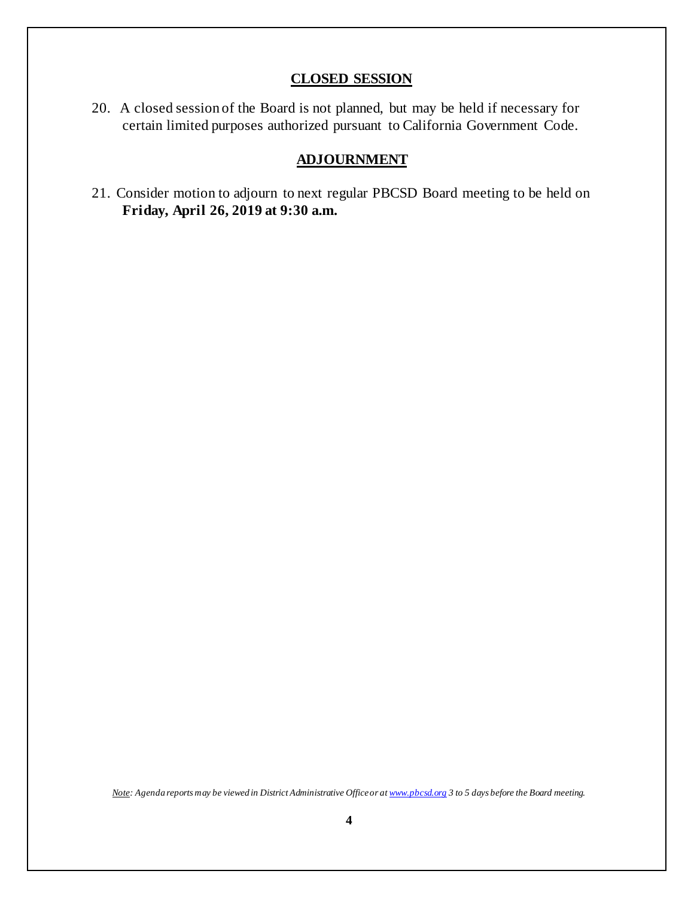## CLOSED SESSION

20. A closed session of the Board is not planned, but may be held if necessary for certain limited purposes authorized pursuant to California Government Code.

## ADJOURNMENT

21. Consider motion to adjourn to next regular PBCSD Board meeting to be held on **Friday, April 26, 2019 at 9:30 a.m.**

*Note: Agenda reports may be viewed in District Administrative Office or at www.pbcsd.org 3 to 5 days before the Board meeting.*